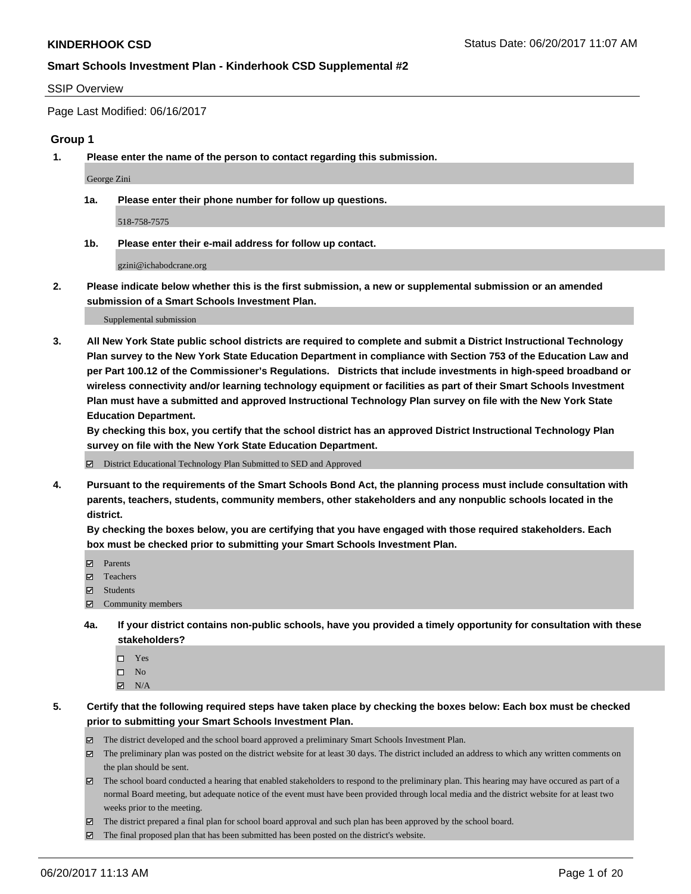**KINDERHOOK CSD** Status Date: 06/20/2017 11:07 AM

**Smart Schools Investment Plan - Kinderhook CSD Supplemental #2**

SSIP Overview

Page Last Modified: 06/16/2017

## Group 1

**1. Please enter the name of the person to contact regarding this submission.**

George Zini

**1a. Please enter their phone number for follow up questions.**

518-758-7575

**1b. Please enter their e-mail address for follow up contact.**

gzini@ichabodcrane.org

**2. Please indicate below whether this is the first submission, a new or supplemental submission or an amended submission of a Smart Schools Investment Plan.**

Supplemental submission

**3. All New York State public school districts are required to complete and submit a District Instructional Technology Plan survey to the New York State Education Department in compliance with Section 753 of the Education Law and per Part 100.12 of the Commissioner's Regulations. Districts that include investments in high-speed broadband or wireless connectivity and/or learning technology equipment or facilities as part of their Smart Schools Investment Plan must have a submitted and approved Instructional Technology Plan survey on file with the New York State Education Department.**
**By checking this box, you certify that the school district has an approved District Instructional Technology Plan survey on file with the New York State Education Department.**

☑ District Educational Technology Plan Submitted to SED and Approved

**4. Pursuant to the requirements of the Smart Schools Bond Act, the planning process must include consultation with parents, teachers, students, community members, other stakeholders and any nonpublic schools located in the district.**
**By checking the boxes below, you are certifying that you have engaged with those required stakeholders. Each box must be checked prior to submitting your Smart Schools Investment Plan.**

☑ Parents
☑ Teachers
☑ Students
☑ Community members

**4a. If your district contains non-public schools, have you provided a timely opportunity for consultation with these stakeholders?**

☐ Yes
☐ No
☑ N/A

**5. Certify that the following required steps have taken place by checking the boxes below: Each box must be checked prior to submitting your Smart Schools Investment Plan.**

☑ The district developed and the school board approved a preliminary Smart Schools Investment Plan.
☑ The preliminary plan was posted on the district website for at least 30 days. The district included an address to which any written comments on the plan should be sent.
☑ The school board conducted a hearing that enabled stakeholders to respond to the preliminary plan. This hearing may have occured as part of a normal Board meeting, but adequate notice of the event must have been provided through local media and the district website for at least two weeks prior to the meeting.
☑ The district prepared a final plan for school board approval and such plan has been approved by the school board.
☑ The final proposed plan that has been submitted has been posted on the district's website.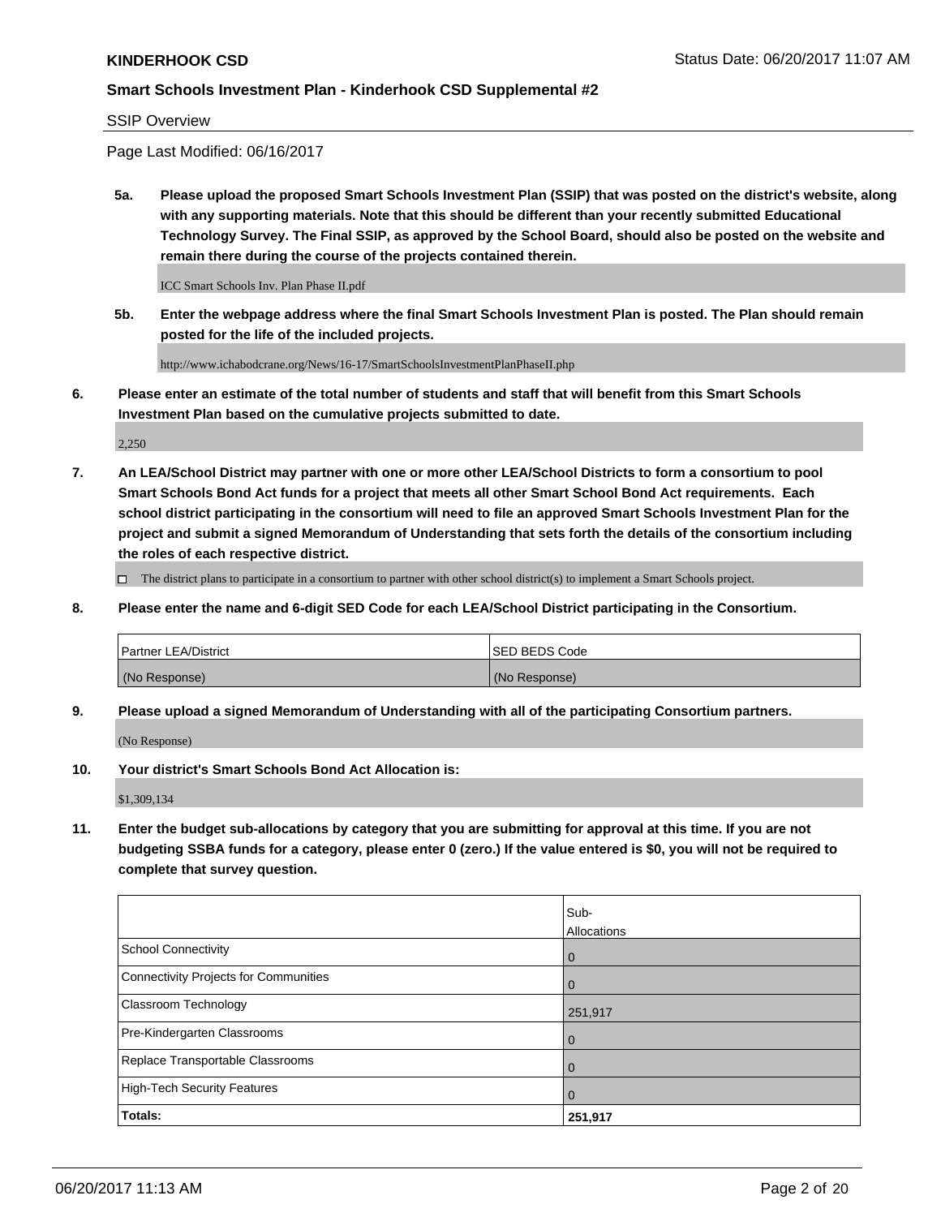**KINDERHOOK CSD** Status Date: 06/20/2017 11:07 AM

**Smart Schools Investment Plan - Kinderhook CSD Supplemental #2**

SSIP Overview

Page Last Modified: 06/16/2017

**5a. Please upload the proposed Smart Schools Investment Plan (SSIP) that was posted on the district's website, along with any supporting materials. Note that this should be different than your recently submitted Educational Technology Survey. The Final SSIP, as approved by the School Board, should also be posted on the website and remain there during the course of the projects contained therein.**

ICC Smart Schools Inv. Plan Phase II.pdf

**5b. Enter the webpage address where the final Smart Schools Investment Plan is posted. The Plan should remain posted for the life of the included projects.**

http://www.ichabodcrane.org/News/16-17/SmartSchoolsInvestmentPlanPhaseII.php

**6. Please enter an estimate of the total number of students and staff that will benefit from this Smart Schools Investment Plan based on the cumulative projects submitted to date.**

2,250

**7. An LEA/School District may partner with one or more other LEA/School Districts to form a consortium to pool Smart Schools Bond Act funds for a project that meets all other Smart School Bond Act requirements. Each school district participating in the consortium will need to file an approved Smart Schools Investment Plan for the project and submit a signed Memorandum of Understanding that sets forth the details of the consortium including the roles of each respective district.**

☐ The district plans to participate in a consortium to partner with other school district(s) to implement a Smart Schools project.

**8. Please enter the name and 6-digit SED Code for each LEA/School District participating in the Consortium.**

| Partner LEA/District | SED BEDS Code |
|---|---|
| (No Response) | (No Response) |

**9. Please upload a signed Memorandum of Understanding with all of the participating Consortium partners.**

(No Response)

**10. Your district's Smart Schools Bond Act Allocation is:**

$1,309,134

**11. Enter the budget sub-allocations by category that you are submitting for approval at this time. If you are not budgeting SSBA funds for a category, please enter 0 (zero.) If the value entered is $0, you will not be required to complete that survey question.**

| | Sub-Allocations |
|---|---|
| School Connectivity | 0 |
| Connectivity Projects for Communities | 0 |
| Classroom Technology | 251,917 |
| Pre-Kindergarten Classrooms | 0 |
| Replace Transportable Classrooms | 0 |
| High-Tech Security Features | 0 |
| **Totals:** | **251,917** |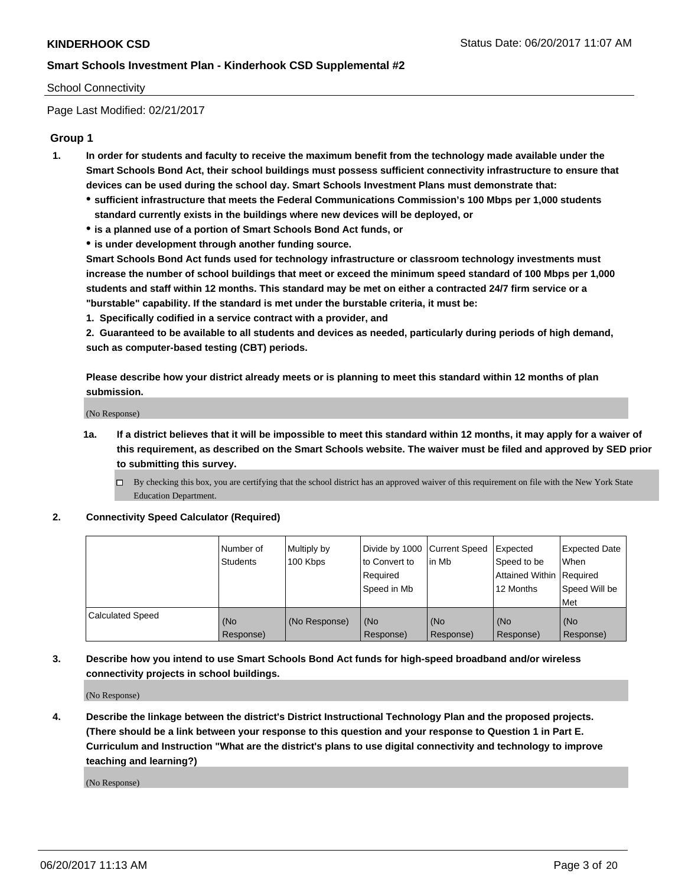School Connectivity

Page Last Modified: 02/21/2017

## Group 1

1. **In order for students and faculty to receive the maximum benefit from the technology made available under the Smart Schools Bond Act, their school buildings must possess sufficient connectivity infrastructure to ensure that devices can be used during the school day. Smart Schools Investment Plans must demonstrate that:**
   - **sufficient infrastructure that meets the Federal Communications Commission's 100 Mbps per 1,000 students standard currently exists in the buildings where new devices will be deployed, or**
   - **is a planned use of a portion of Smart Schools Bond Act funds, or**
   - **is under development through another funding source.**

   **Smart Schools Bond Act funds used for technology infrastructure or classroom technology investments must increase the number of school buildings that meet or exceed the minimum speed standard of 100 Mbps per 1,000 students and staff within 12 months. This standard may be met on either a contracted 24/7 firm service or a "burstable" capability. If the standard is met under the burstable criteria, it must be:**

   **1. Specifically codified in a service contract with a provider, and**

   **2. Guaranteed to be available to all students and devices as needed, particularly during periods of high demand, such as computer-based testing (CBT) periods.**

   **Please describe how your district already meets or is planning to meet this standard within 12 months of plan submission.**

   (No Response)

   1a. **If a district believes that it will be impossible to meet this standard within 12 months, it may apply for a waiver of this requirement, as described on the Smart Schools website. The waiver must be filed and approved by SED prior to submitting this survey.**

   ☐ By checking this box, you are certifying that the school district has an approved waiver of this requirement on file with the New York State Education Department.

2. **Connectivity Speed Calculator (Required)**

| | Number of Students | Multiply by 100 Kbps | Divide by 1000 to Convert to Required Speed in Mb | Current Speed in Mb | Expected Speed to be Attained Within 12 Months | Expected Date When Required Speed Will be Met |
|---|---|---|---|---|---|---|
| Calculated Speed | (No Response) | (No Response) | (No Response) | (No Response) | (No Response) | (No Response) |

3. **Describe how you intend to use Smart Schools Bond Act funds for high-speed broadband and/or wireless connectivity projects in school buildings.**

   (No Response)

4. **Describe the linkage between the district's District Instructional Technology Plan and the proposed projects. (There should be a link between your response to this question and your response to Question 1 in Part E. Curriculum and Instruction "What are the district's plans to use digital connectivity and technology to improve teaching and learning?)**

   (No Response)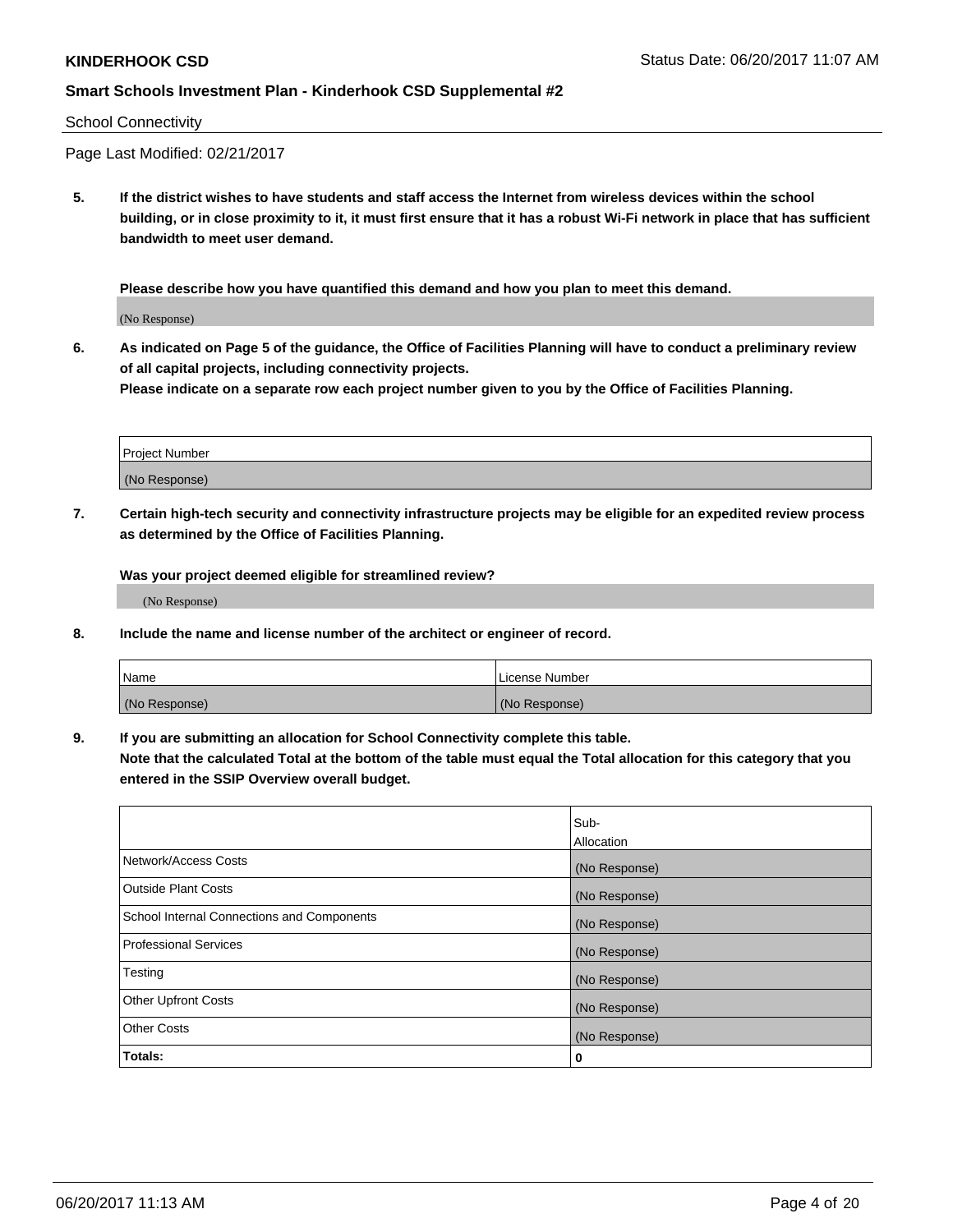School Connectivity

Page Last Modified: 02/21/2017

**5. If the district wishes to have students and staff access the Internet from wireless devices within the school building, or in close proximity to it, it must first ensure that it has a robust Wi-Fi network in place that has sufficient bandwidth to meet user demand.**

**Please describe how you have quantified this demand and how you plan to meet this demand.**

(No Response)

**6. As indicated on Page 5 of the guidance, the Office of Facilities Planning will have to conduct a preliminary review of all capital projects, including connectivity projects.**
**Please indicate on a separate row each project number given to you by the Office of Facilities Planning.**

| Project Number |
| --- |
| (No Response) |

**7. Certain high-tech security and connectivity infrastructure projects may be eligible for an expedited review process as determined by the Office of Facilities Planning.**

**Was your project deemed eligible for streamlined review?**

(No Response)

**8. Include the name and license number of the architect or engineer of record.**

| Name | License Number |
| --- | --- |
| (No Response) | (No Response) |

**9. If you are submitting an allocation for School Connectivity complete this table.**
**Note that the calculated Total at the bottom of the table must equal the Total allocation for this category that you entered in the SSIP Overview overall budget.**

| | Sub-Allocation |
| --- | --- |
| Network/Access Costs | (No Response) |
| Outside Plant Costs | (No Response) |
| School Internal Connections and Components | (No Response) |
| Professional Services | (No Response) |
| Testing | (No Response) |
| Other Upfront Costs | (No Response) |
| Other Costs | (No Response) |
| **Totals:** | **0** |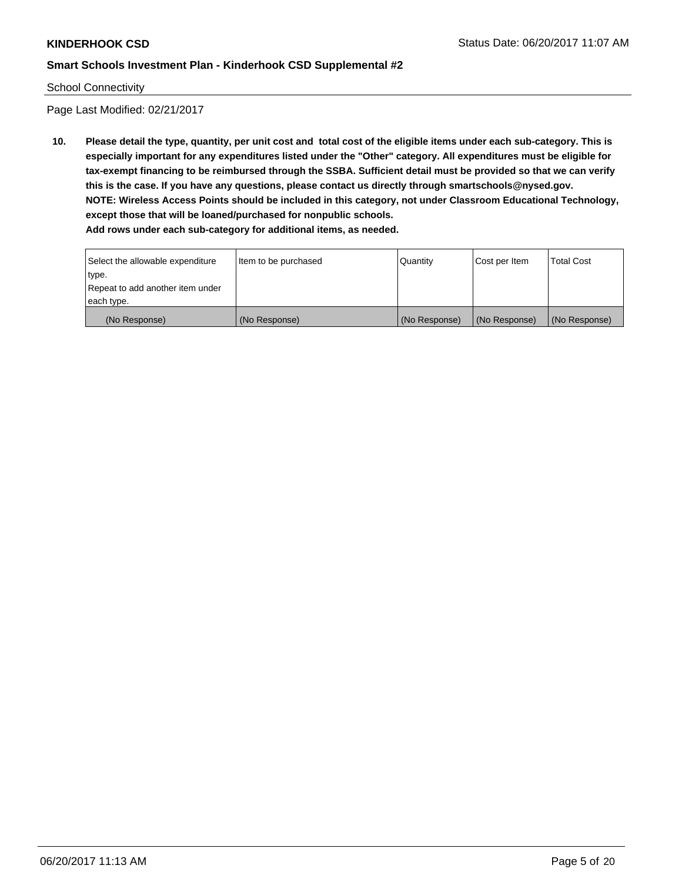School Connectivity

Page Last Modified: 02/21/2017

**10. Please detail the type, quantity, per unit cost and total cost of the eligible items under each sub-category. This is especially important for any expenditures listed under the "Other" category. All expenditures must be eligible for tax-exempt financing to be reimbursed through the SSBA. Sufficient detail must be provided so that we can verify this is the case. If you have any questions, please contact us directly through smartschools@nysed.gov.**
**NOTE: Wireless Access Points should be included in this category, not under Classroom Educational Technology, except those that will be loaned/purchased for nonpublic schools.**
**Add rows under each sub-category for additional items, as needed.**

| Select the allowable expenditure type. Repeat to add another item under each type. | Item to be purchased | Quantity | Cost per Item | Total Cost |
|---|---|---|---|---|
| (No Response) | (No Response) | (No Response) | (No Response) | (No Response) |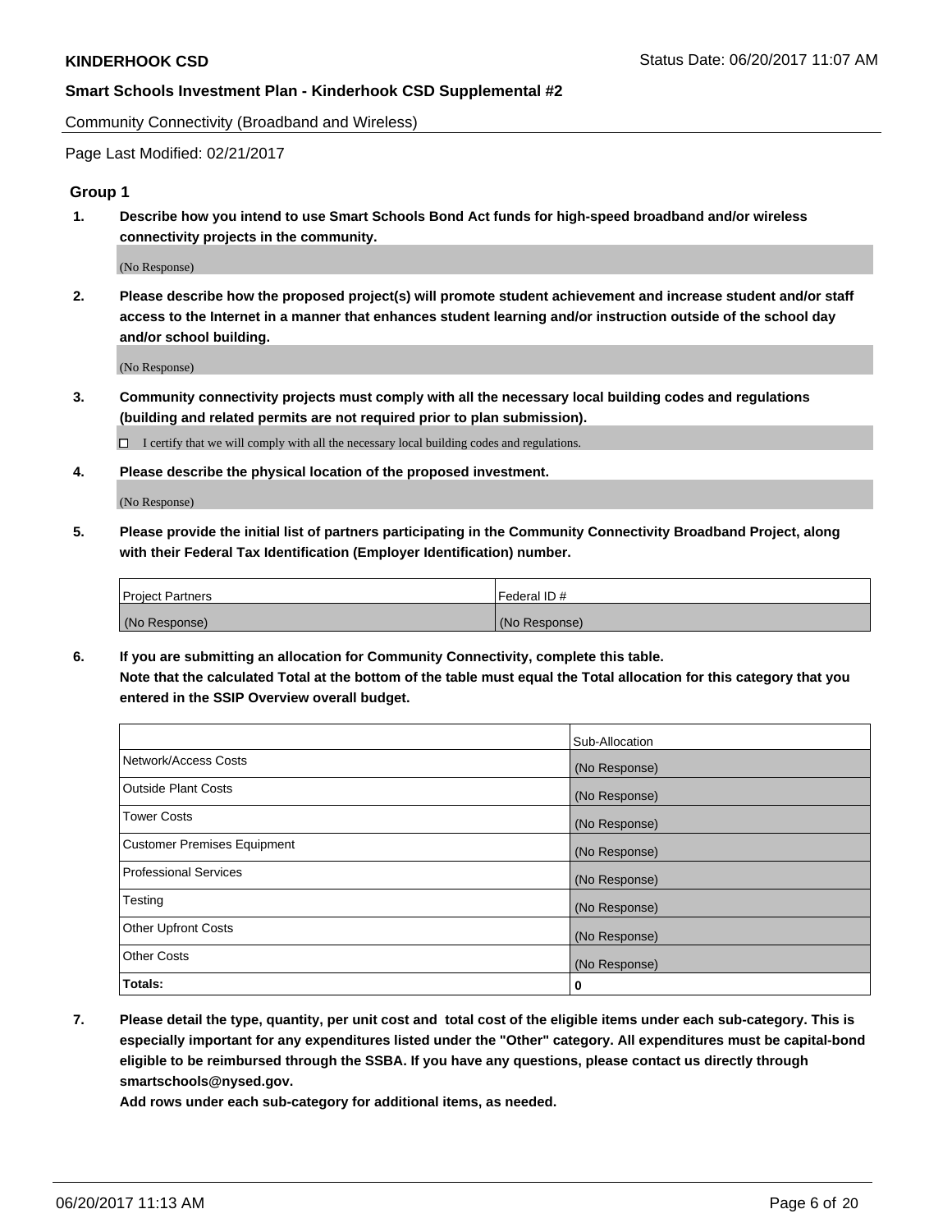**KINDERHOOK CSD** Status Date: 06/20/2017 11:07 AM

**Smart Schools Investment Plan - Kinderhook CSD Supplemental #2**

Community Connectivity (Broadband and Wireless)

Page Last Modified: 02/21/2017

### Group 1

**1. Describe how you intend to use Smart Schools Bond Act funds for high-speed broadband and/or wireless connectivity projects in the community.**

(No Response)

**2. Please describe how the proposed project(s) will promote student achievement and increase student and/or staff access to the Internet in a manner that enhances student learning and/or instruction outside of the school day and/or school building.**

(No Response)

**3. Community connectivity projects must comply with all the necessary local building codes and regulations (building and related permits are not required prior to plan submission).**

☐ I certify that we will comply with all the necessary local building codes and regulations.

**4. Please describe the physical location of the proposed investment.**

(No Response)

**5. Please provide the initial list of partners participating in the Community Connectivity Broadband Project, along with their Federal Tax Identification (Employer Identification) number.**

| Project Partners | Federal ID # |
|---|---|
| (No Response) | (No Response) |

**6. If you are submitting an allocation for Community Connectivity, complete this table. Note that the calculated Total at the bottom of the table must equal the Total allocation for this category that you entered in the SSIP Overview overall budget.**

| | Sub-Allocation |
|---|---|
| Network/Access Costs | (No Response) |
| Outside Plant Costs | (No Response) |
| Tower Costs | (No Response) |
| Customer Premises Equipment | (No Response) |
| Professional Services | (No Response) |
| Testing | (No Response) |
| Other Upfront Costs | (No Response) |
| Other Costs | (No Response) |
| **Totals:** | **0** |

**7. Please detail the type, quantity, per unit cost and total cost of the eligible items under each sub-category. This is especially important for any expenditures listed under the "Other" category. All expenditures must be capital-bond eligible to be reimbursed through the SSBA. If you have any questions, please contact us directly through smartschools@nysed.gov.**
**Add rows under each sub-category for additional items, as needed.**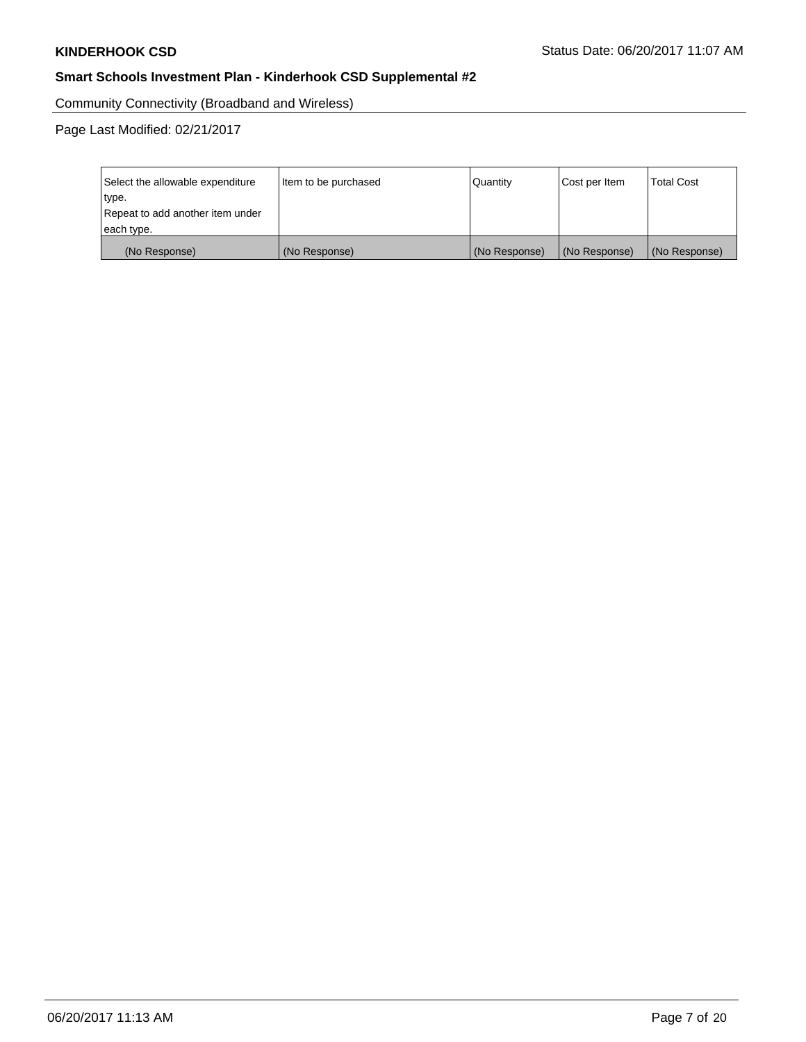Community Connectivity (Broadband and Wireless)

Page Last Modified: 02/21/2017

| Select the allowable expenditure type.<br>Repeat to add another item under each type. | Item to be purchased | Quantity | Cost per Item | Total Cost |
|---|---|---|---|---|
| (No Response) | (No Response) | (No Response) | (No Response) | (No Response) |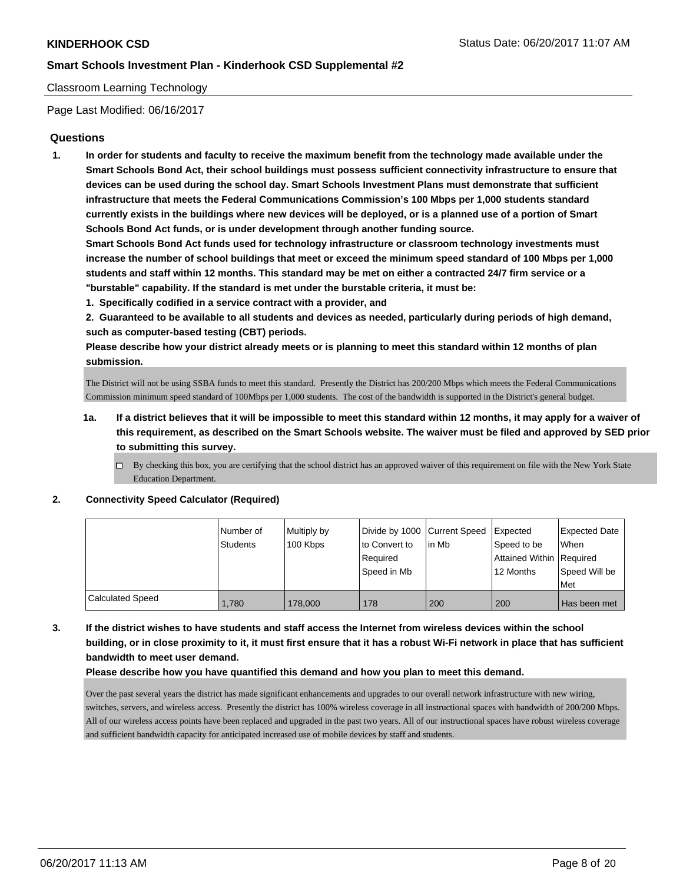Classroom Learning Technology

Page Last Modified: 06/16/2017

## Questions

**1. In order for students and faculty to receive the maximum benefit from the technology made available under the Smart Schools Bond Act, their school buildings must possess sufficient connectivity infrastructure to ensure that devices can be used during the school day. Smart Schools Investment Plans must demonstrate that sufficient infrastructure that meets the Federal Communications Commission's 100 Mbps per 1,000 students standard currently exists in the buildings where new devices will be deployed, or is a planned use of a portion of Smart Schools Bond Act funds, or is under development through another funding source.**

**Smart Schools Bond Act funds used for technology infrastructure or classroom technology investments must increase the number of school buildings that meet or exceed the minimum speed standard of 100 Mbps per 1,000 students and staff within 12 months. This standard may be met on either a contracted 24/7 firm service or a "burstable" capability. If the standard is met under the burstable criteria, it must be:**

**1. Specifically codified in a service contract with a provider, and**

**2. Guaranteed to be available to all students and devices as needed, particularly during periods of high demand, such as computer-based testing (CBT) periods.**

**Please describe how your district already meets or is planning to meet this standard within 12 months of plan submission.**

The District will not be using SSBA funds to meet this standard. Presently the District has 200/200 Mbps which meets the Federal Communications Commission minimum speed standard of 100Mbps per 1,000 students. The cost of the bandwidth is supported in the District's general budget.

**1a. If a district believes that it will be impossible to meet this standard within 12 months, it may apply for a waiver of this requirement, as described on the Smart Schools website. The waiver must be filed and approved by SED prior to submitting this survey.**

- [ ] By checking this box, you are certifying that the school district has an approved waiver of this requirement on file with the New York State Education Department.

**2. Connectivity Speed Calculator (Required)**

| | Number of Students | Multiply by 100 Kbps | Divide by 1000 to Convert to Required Speed in Mb | Current Speed in Mb | Expected Speed to be Attained Within 12 Months | Expected Date When Required Speed Will be Met |
|---|---|---|---|---|---|---|
| Calculated Speed | 1,780 | 178,000 | 178 | 200 | 200 | Has been met |

**3. If the district wishes to have students and staff access the Internet from wireless devices within the school building, or in close proximity to it, it must first ensure that it has a robust Wi-Fi network in place that has sufficient bandwidth to meet user demand.**

**Please describe how you have quantified this demand and how you plan to meet this demand.**

Over the past several years the district has made significant enhancements and upgrades to our overall network infrastructure with new wiring, switches, servers, and wireless access. Presently the district has 100% wireless coverage in all instructional spaces with bandwidth of 200/200 Mbps. All of our wireless access points have been replaced and upgraded in the past two years. All of our instructional spaces have robust wireless coverage and sufficient bandwidth capacity for anticipated increased use of mobile devices by staff and students.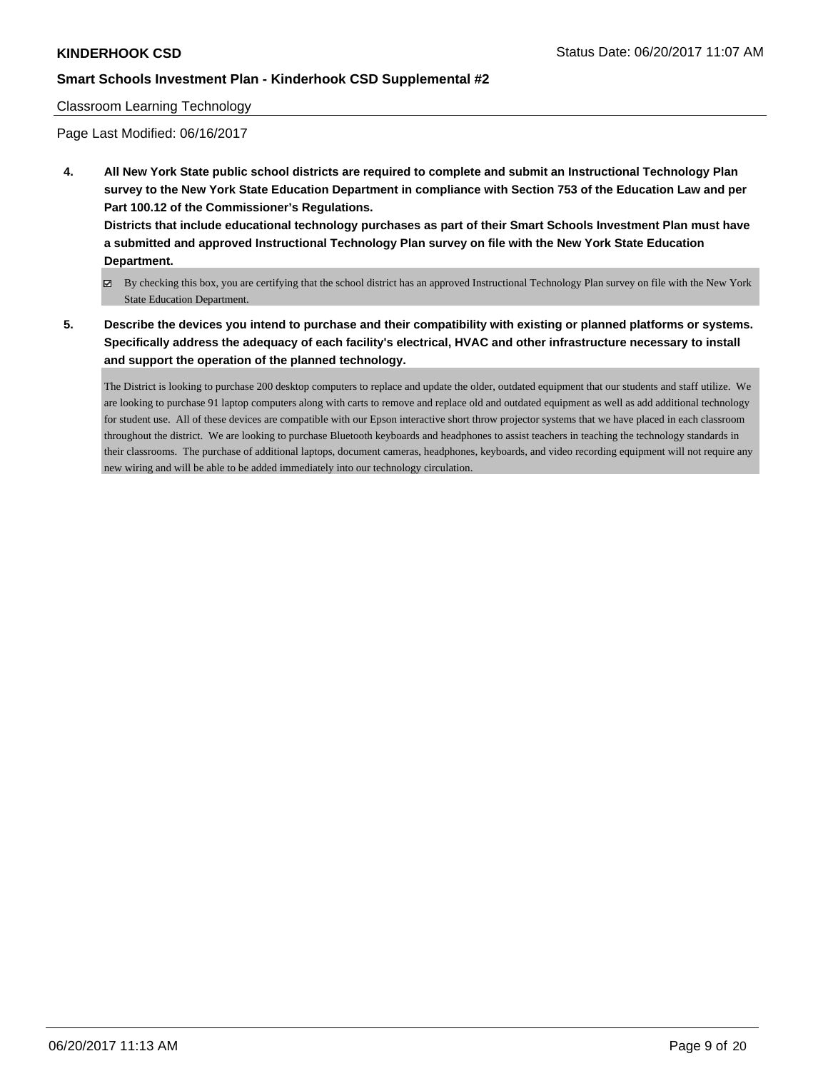Classroom Learning Technology

Page Last Modified: 06/16/2017

**4. All New York State public school districts are required to complete and submit an Instructional Technology Plan survey to the New York State Education Department in compliance with Section 753 of the Education Law and per Part 100.12 of the Commissioner's Regulations.**

**Districts that include educational technology purchases as part of their Smart Schools Investment Plan must have a submitted and approved Instructional Technology Plan survey on file with the New York State Education Department.**

☑ By checking this box, you are certifying that the school district has an approved Instructional Technology Plan survey on file with the New York State Education Department.

**5. Describe the devices you intend to purchase and their compatibility with existing or planned platforms or systems. Specifically address the adequacy of each facility's electrical, HVAC and other infrastructure necessary to install and support the operation of the planned technology.**

The District is looking to purchase 200 desktop computers to replace and update the older, outdated equipment that our students and staff utilize. We are looking to purchase 91 laptop computers along with carts to remove and replace old and outdated equipment as well as add additional technology for student use. All of these devices are compatible with our Epson interactive short throw projector systems that we have placed in each classroom throughout the district. We are looking to purchase Bluetooth keyboards and headphones to assist teachers in teaching the technology standards in their classrooms. The purchase of additional laptops, document cameras, headphones, keyboards, and video recording equipment will not require any new wiring and will be able to be added immediately into our technology circulation.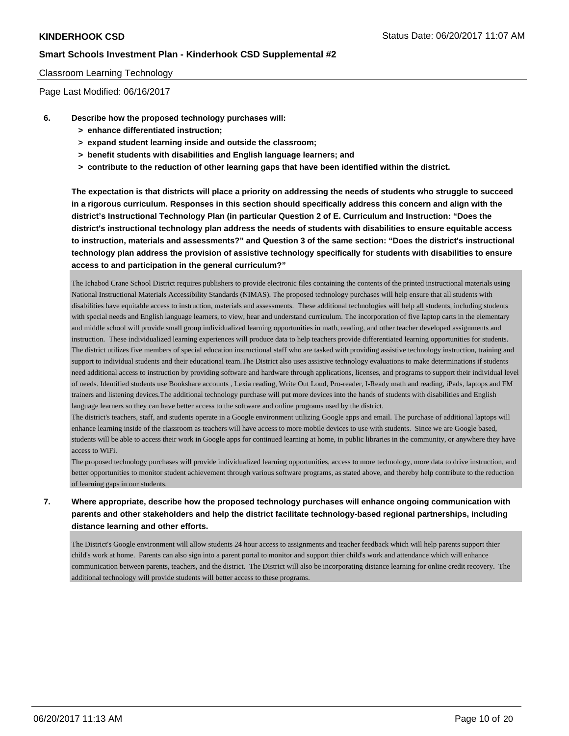Classroom Learning Technology

Page Last Modified: 06/16/2017

**6. Describe how the proposed technology purchases will:**
- **> enhance differentiated instruction;**
- **> expand student learning inside and outside the classroom;**
- **> benefit students with disabilities and English language learners; and**
- **> contribute to the reduction of other learning gaps that have been identified within the district.**

**The expectation is that districts will place a priority on addressing the needs of students who struggle to succeed in a rigorous curriculum. Responses in this section should specifically address this concern and align with the district's Instructional Technology Plan (in particular Question 2 of E. Curriculum and Instruction: "Does the district's instructional technology plan address the needs of students with disabilities to ensure equitable access to instruction, materials and assessments?" and Question 3 of the same section: "Does the district's instructional technology plan address the provision of assistive technology specifically for students with disabilities to ensure access to and participation in the general curriculum?"**

The Ichabod Crane School District requires publishers to provide electronic files containing the contents of the printed instructional materials using National Instructional Materials Accessibility Standards (NIMAS). The proposed technology purchases will help ensure that all students with disabilities have equitable access to instruction, materials and assessments. These additional technologies will help all students, including students with special needs and English language learners, to view, hear and understand curriculum. The incorporation of five laptop carts in the elementary and middle school will provide small group individualized learning opportunities in math, reading, and other teacher developed assignments and instruction. These individualized learning experiences will produce data to help teachers provide differentiated learning opportunities for students. The district utilizes five members of special education instructional staff who are tasked with providing assistive technology instruction, training and support to individual students and their educational team.The District also uses assistive technology evaluations to make determinations if students need additional access to instruction by providing software and hardware through applications, licenses, and programs to support their individual level of needs. Identified students use Bookshare accounts , Lexia reading, Write Out Loud, Pro-reader, I-Ready math and reading, iPads, laptops and FM trainers and listening devices.The additional technology purchase will put more devices into the hands of students with disabilities and English language learners so they can have better access to the software and online programs used by the district.

The district's teachers, staff, and students operate in a Google environment utilizing Google apps and email. The purchase of additional laptops will enhance learning inside of the classroom as teachers will have access to more mobile devices to use with students. Since we are Google based, students will be able to access their work in Google apps for continued learning at home, in public libraries in the community, or anywhere they have access to WiFi.

The proposed technology purchases will provide individualized learning opportunities, access to more technology, more data to drive instruction, and better opportunities to monitor student achievement through various software programs, as stated above, and thereby help contribute to the reduction of learning gaps in our students.

**7. Where appropriate, describe how the proposed technology purchases will enhance ongoing communication with parents and other stakeholders and help the district facilitate technology-based regional partnerships, including distance learning and other efforts.**

The District's Google environment will allow students 24 hour access to assignments and teacher feedback which will help parents support thier child's work at home. Parents can also sign into a parent portal to monitor and support thier child's work and attendance which will enhance communication between parents, teachers, and the district. The District will also be incorporating distance learning for online credit recovery. The additional technology will provide students will better access to these programs.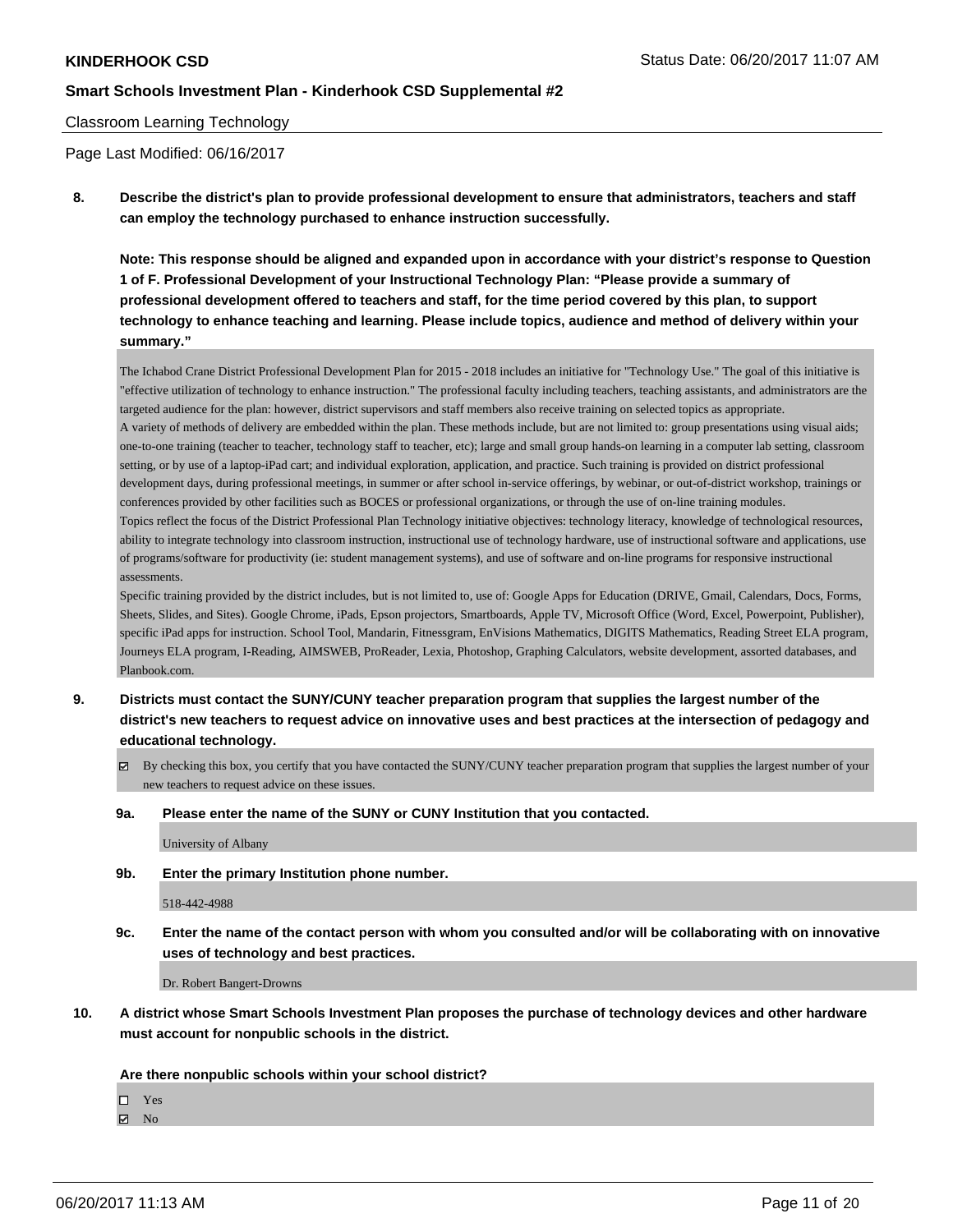Classroom Learning Technology

Page Last Modified: 06/16/2017

**8. Describe the district's plan to provide professional development to ensure that administrators, teachers and staff can employ the technology purchased to enhance instruction successfully.**

**Note: This response should be aligned and expanded upon in accordance with your district's response to Question 1 of F. Professional Development of your Instructional Technology Plan: "Please provide a summary of professional development offered to teachers and staff, for the time period covered by this plan, to support technology to enhance teaching and learning. Please include topics, audience and method of delivery within your summary."**

The Ichabod Crane District Professional Development Plan for 2015 - 2018 includes an initiative for "Technology Use." The goal of this initiative is "effective utilization of technology to enhance instruction." The professional faculty including teachers, teaching assistants, and administrators are the targeted audience for the plan: however, district supervisors and staff members also receive training on selected topics as appropriate.
A variety of methods of delivery are embedded within the plan. These methods include, but are not limited to: group presentations using visual aids; one-to-one training (teacher to teacher, technology staff to teacher, etc); large and small group hands-on learning in a computer lab setting, classroom setting, or by use of a laptop-iPad cart; and individual exploration, application, and practice. Such training is provided on district professional development days, during professional meetings, in summer or after school in-service offerings, by webinar, or out-of-district workshop, trainings or conferences provided by other facilities such as BOCES or professional organizations, or through the use of on-line training modules.
Topics reflect the focus of the District Professional Plan Technology initiative objectives: technology literacy, knowledge of technological resources, ability to integrate technology into classroom instruction, instructional use of technology hardware, use of instructional software and applications, use of programs/software for productivity (ie: student management systems), and use of software and on-line programs for responsive instructional assessments.
Specific training provided by the district includes, but is not limited to, use of: Google Apps for Education (DRIVE, Gmail, Calendars, Docs, Forms, Sheets, Slides, and Sites). Google Chrome, iPads, Epson projectors, Smartboards, Apple TV, Microsoft Office (Word, Excel, Powerpoint, Publisher), specific iPad apps for instruction. School Tool, Mandarin, Fitnessgram, EnVisions Mathematics, DIGITS Mathematics, Reading Street ELA program, Journeys ELA program, I-Reading, AIMSWEB, ProReader, Lexia, Photoshop, Graphing Calculators, website development, assorted databases, and Planbook.com.

**9. Districts must contact the SUNY/CUNY teacher preparation program that supplies the largest number of the district's new teachers to request advice on innovative uses and best practices at the intersection of pedagogy and educational technology.**

☑ By checking this box, you certify that you have contacted the SUNY/CUNY teacher preparation program that supplies the largest number of your new teachers to request advice on these issues.

**9a. Please enter the name of the SUNY or CUNY Institution that you contacted.**

University of Albany

**9b. Enter the primary Institution phone number.**

518-442-4988

**9c. Enter the name of the contact person with whom you consulted and/or will be collaborating with on innovative uses of technology and best practices.**

Dr. Robert Bangert-Drowns

**10. A district whose Smart Schools Investment Plan proposes the purchase of technology devices and other hardware must account for nonpublic schools in the district.**

**Are there nonpublic schools within your school district?**

☐ Yes
☑ No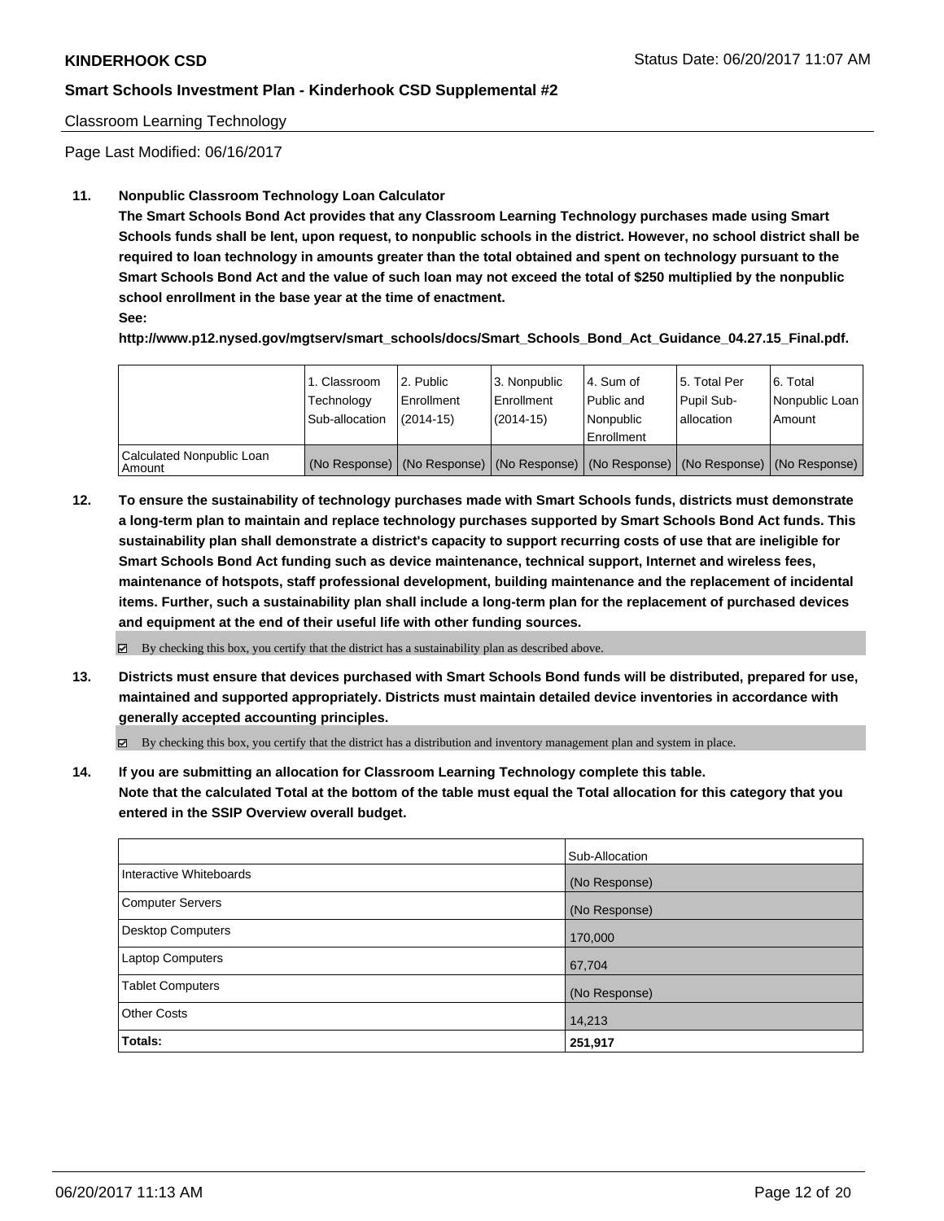Classroom Learning Technology

Page Last Modified: 06/16/2017

**11. Nonpublic Classroom Technology Loan Calculator**

**The Smart Schools Bond Act provides that any Classroom Learning Technology purchases made using Smart Schools funds shall be lent, upon request, to nonpublic schools in the district. However, no school district shall be required to loan technology in amounts greater than the total obtained and spent on technology pursuant to the Smart Schools Bond Act and the value of such loan may not exceed the total of $250 multiplied by the nonpublic school enrollment in the base year at the time of enactment.**

**See:**

**http://www.p12.nysed.gov/mgtserv/smart_schools/docs/Smart_Schools_Bond_Act_Guidance_04.27.15_Final.pdf.**

| | 1. Classroom Technology Sub-allocation | 2. Public Enrollment (2014-15) | 3. Nonpublic Enrollment (2014-15) | 4. Sum of Public and Nonpublic Enrollment | 5. Total Per Pupil Sub-allocation | 6. Total Nonpublic Loan Amount |
|---|---|---|---|---|---|---|
| Calculated Nonpublic Loan Amount | (No Response) | (No Response) | (No Response) | (No Response) | (No Response) | (No Response) |

**12. To ensure the sustainability of technology purchases made with Smart Schools funds, districts must demonstrate a long-term plan to maintain and replace technology purchases supported by Smart Schools Bond Act funds. This sustainability plan shall demonstrate a district's capacity to support recurring costs of use that are ineligible for Smart Schools Bond Act funding such as device maintenance, technical support, Internet and wireless fees, maintenance of hotspots, staff professional development, building maintenance and the replacement of incidental items. Further, such a sustainability plan shall include a long-term plan for the replacement of purchased devices and equipment at the end of their useful life with other funding sources.**

☑ By checking this box, you certify that the district has a sustainability plan as described above.

**13. Districts must ensure that devices purchased with Smart Schools Bond funds will be distributed, prepared for use, maintained and supported appropriately. Districts must maintain detailed device inventories in accordance with generally accepted accounting principles.**

☑ By checking this box, you certify that the district has a distribution and inventory management plan and system in place.

**14. If you are submitting an allocation for Classroom Learning Technology complete this table. Note that the calculated Total at the bottom of the table must equal the Total allocation for this category that you entered in the SSIP Overview overall budget.**

| | Sub-Allocation |
|---|---|
| Interactive Whiteboards | (No Response) |
| Computer Servers | (No Response) |
| Desktop Computers | 170,000 |
| Laptop Computers | 67,704 |
| Tablet Computers | (No Response) |
| Other Costs | 14,213 |
| **Totals:** | **251,917** |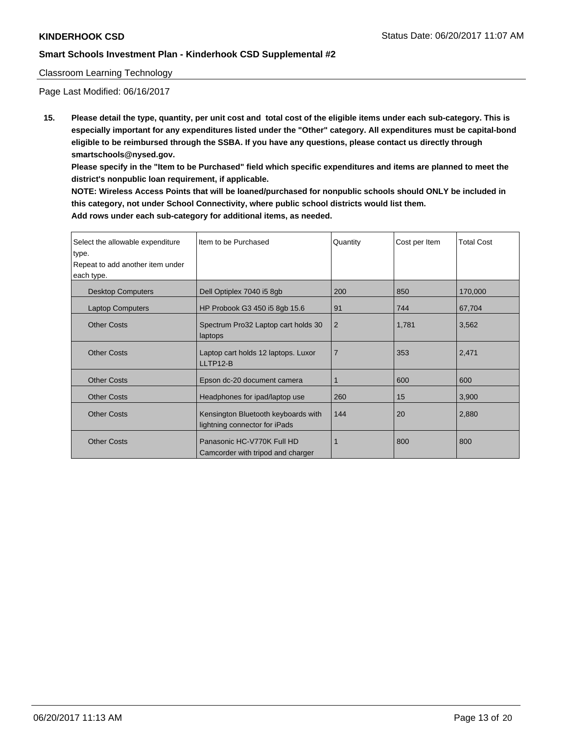Classroom Learning Technology

Page Last Modified: 06/16/2017

**15. Please detail the type, quantity, per unit cost and total cost of the eligible items under each sub-category. This is especially important for any expenditures listed under the "Other" category. All expenditures must be capital-bond eligible to be reimbursed through the SSBA. If you have any questions, please contact us directly through smartschools@nysed.gov.**

**Please specify in the "Item to be Purchased" field which specific expenditures and items are planned to meet the district's nonpublic loan requirement, if applicable.**

**NOTE: Wireless Access Points that will be loaned/purchased for nonpublic schools should ONLY be included in this category, not under School Connectivity, where public school districts would list them.**

**Add rows under each sub-category for additional items, as needed.**

| Select the allowable expenditure type. Repeat to add another item under each type. | Item to be Purchased | Quantity | Cost per Item | Total Cost |
|---|---|---|---|---|
| Desktop Computers | Dell Optiplex 7040 i5 8gb | 200 | 850 | 170,000 |
| Laptop Computers | HP Probook G3 450 i5 8gb 15.6 | 91 | 744 | 67,704 |
| Other Costs | Spectrum Pro32 Laptop cart holds 30 laptops | 2 | 1,781 | 3,562 |
| Other Costs | Laptop cart holds 12 laptops. Luxor LLTP12-B | 7 | 353 | 2,471 |
| Other Costs | Epson dc-20 document camera | 1 | 600 | 600 |
| Other Costs | Headphones for ipad/laptop use | 260 | 15 | 3,900 |
| Other Costs | Kensington Bluetooth keyboards with lightning connector for iPads | 144 | 20 | 2,880 |
| Other Costs | Panasonic HC-V770K Full HD Camcorder with tripod and charger | 1 | 800 | 800 |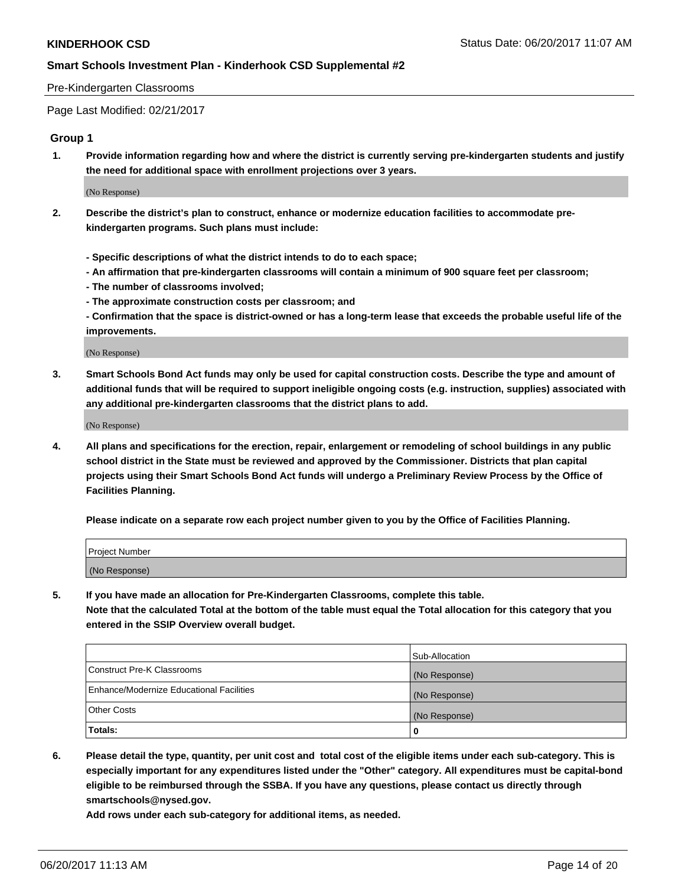Pre-Kindergarten Classrooms

Page Last Modified: 02/21/2017

## Group 1

**1. Provide information regarding how and where the district is currently serving pre-kindergarten students and justify the need for additional space with enrollment projections over 3 years.**

(No Response)

**2. Describe the district's plan to construct, enhance or modernize education facilities to accommodate pre-kindergarten programs. Such plans must include:**

**- Specific descriptions of what the district intends to do to each space;**
**- An affirmation that pre-kindergarten classrooms will contain a minimum of 900 square feet per classroom;**
**- The number of classrooms involved;**
**- The approximate construction costs per classroom; and**
**- Confirmation that the space is district-owned or has a long-term lease that exceeds the probable useful life of the improvements.**

(No Response)

**3. Smart Schools Bond Act funds may only be used for capital construction costs. Describe the type and amount of additional funds that will be required to support ineligible ongoing costs (e.g. instruction, supplies) associated with any additional pre-kindergarten classrooms that the district plans to add.**

(No Response)

**4. All plans and specifications for the erection, repair, enlargement or remodeling of school buildings in any public school district in the State must be reviewed and approved by the Commissioner. Districts that plan capital projects using their Smart Schools Bond Act funds will undergo a Preliminary Review Process by the Office of Facilities Planning.**

**Please indicate on a separate row each project number given to you by the Office of Facilities Planning.**

| Project Number |
|---|
| (No Response) |

**5. If you have made an allocation for Pre-Kindergarten Classrooms, complete this table.**
**Note that the calculated Total at the bottom of the table must equal the Total allocation for this category that you entered in the SSIP Overview overall budget.**

| | Sub-Allocation |
|---|---|
| Construct Pre-K Classrooms | (No Response) |
| Enhance/Modernize Educational Facilities | (No Response) |
| Other Costs | (No Response) |
| **Totals:** | **0** |

**6. Please detail the type, quantity, per unit cost and total cost of the eligible items under each sub-category. This is especially important for any expenditures listed under the "Other" category. All expenditures must be capital-bond eligible to be reimbursed through the SSBA. If you have any questions, please contact us directly through smartschools@nysed.gov.**
**Add rows under each sub-category for additional items, as needed.**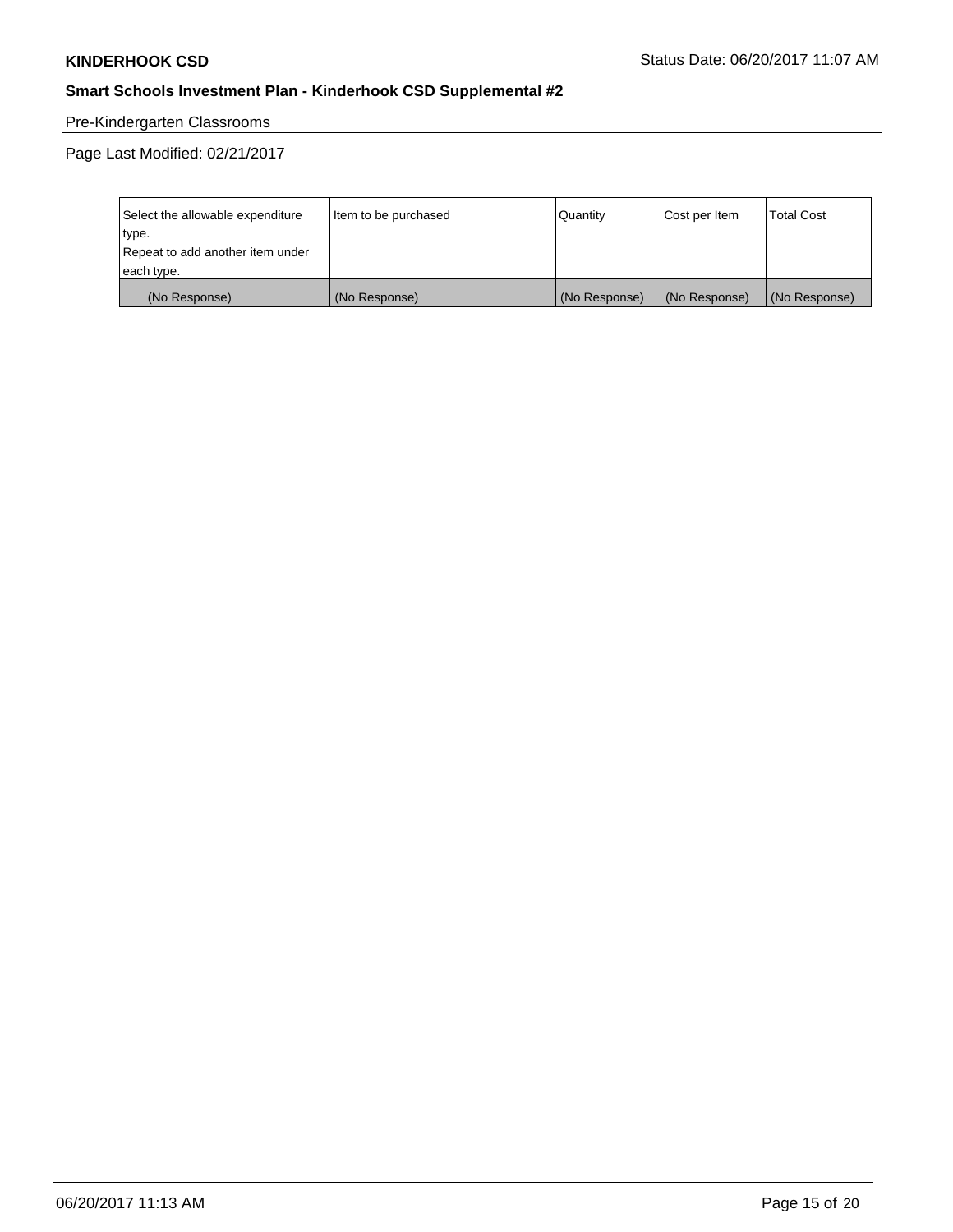Pre-Kindergarten Classrooms

Page Last Modified: 02/21/2017

| Select the allowable expenditure type. Repeat to add another item under each type. | Item to be purchased | Quantity | Cost per Item | Total Cost |
|---|---|---|---|---|
| (No Response) | (No Response) | (No Response) | (No Response) | (No Response) |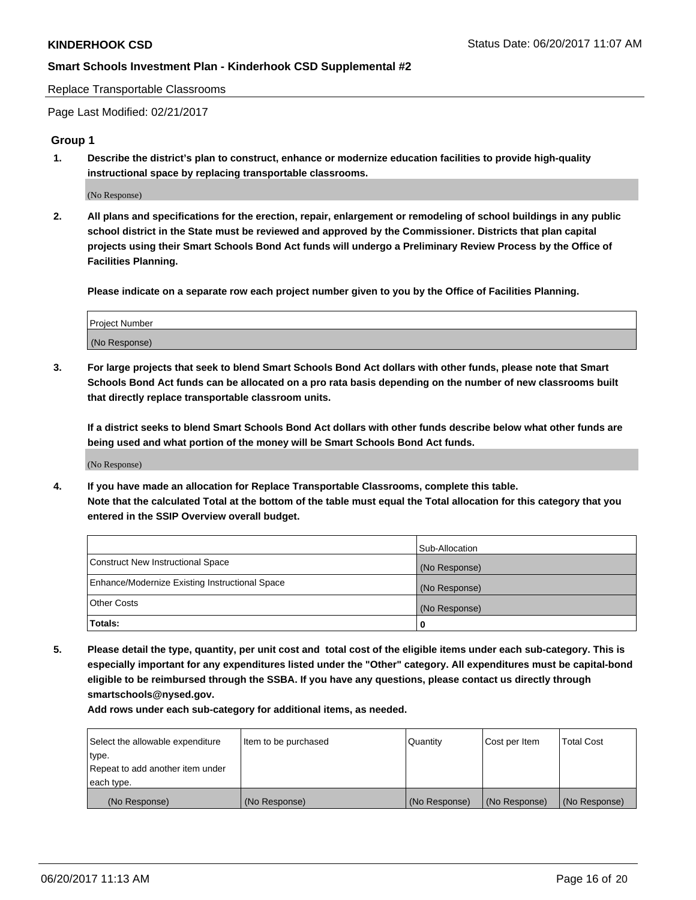Replace Transportable Classrooms

Page Last Modified: 02/21/2017

### Group 1

**1. Describe the district's plan to construct, enhance or modernize education facilities to provide high-quality instructional space by replacing transportable classrooms.**

(No Response)

**2. All plans and specifications for the erection, repair, enlargement or remodeling of school buildings in any public school district in the State must be reviewed and approved by the Commissioner. Districts that plan capital projects using their Smart Schools Bond Act funds will undergo a Preliminary Review Process by the Office of Facilities Planning.**

**Please indicate on a separate row each project number given to you by the Office of Facilities Planning.**

| Project Number |
|---|
| (No Response) |

**3. For large projects that seek to blend Smart Schools Bond Act dollars with other funds, please note that Smart Schools Bond Act funds can be allocated on a pro rata basis depending on the number of new classrooms built that directly replace transportable classroom units.**

**If a district seeks to blend Smart Schools Bond Act dollars with other funds describe below what other funds are being used and what portion of the money will be Smart Schools Bond Act funds.**

(No Response)

**4. If you have made an allocation for Replace Transportable Classrooms, complete this table. Note that the calculated Total at the bottom of the table must equal the Total allocation for this category that you entered in the SSIP Overview overall budget.**

| | Sub-Allocation |
|---|---|
| Construct New Instructional Space | (No Response) |
| Enhance/Modernize Existing Instructional Space | (No Response) |
| Other Costs | (No Response) |
| **Totals:** | **0** |

**5. Please detail the type, quantity, per unit cost and total cost of the eligible items under each sub-category. This is especially important for any expenditures listed under the "Other" category. All expenditures must be capital-bond eligible to be reimbursed through the SSBA. If you have any questions, please contact us directly through smartschools@nysed.gov.**

**Add rows under each sub-category for additional items, as needed.**

| Select the allowable expenditure type. Repeat to add another item under each type. | Item to be purchased | Quantity | Cost per Item | Total Cost |
|---|---|---|---|---|
| (No Response) | (No Response) | (No Response) | (No Response) | (No Response) |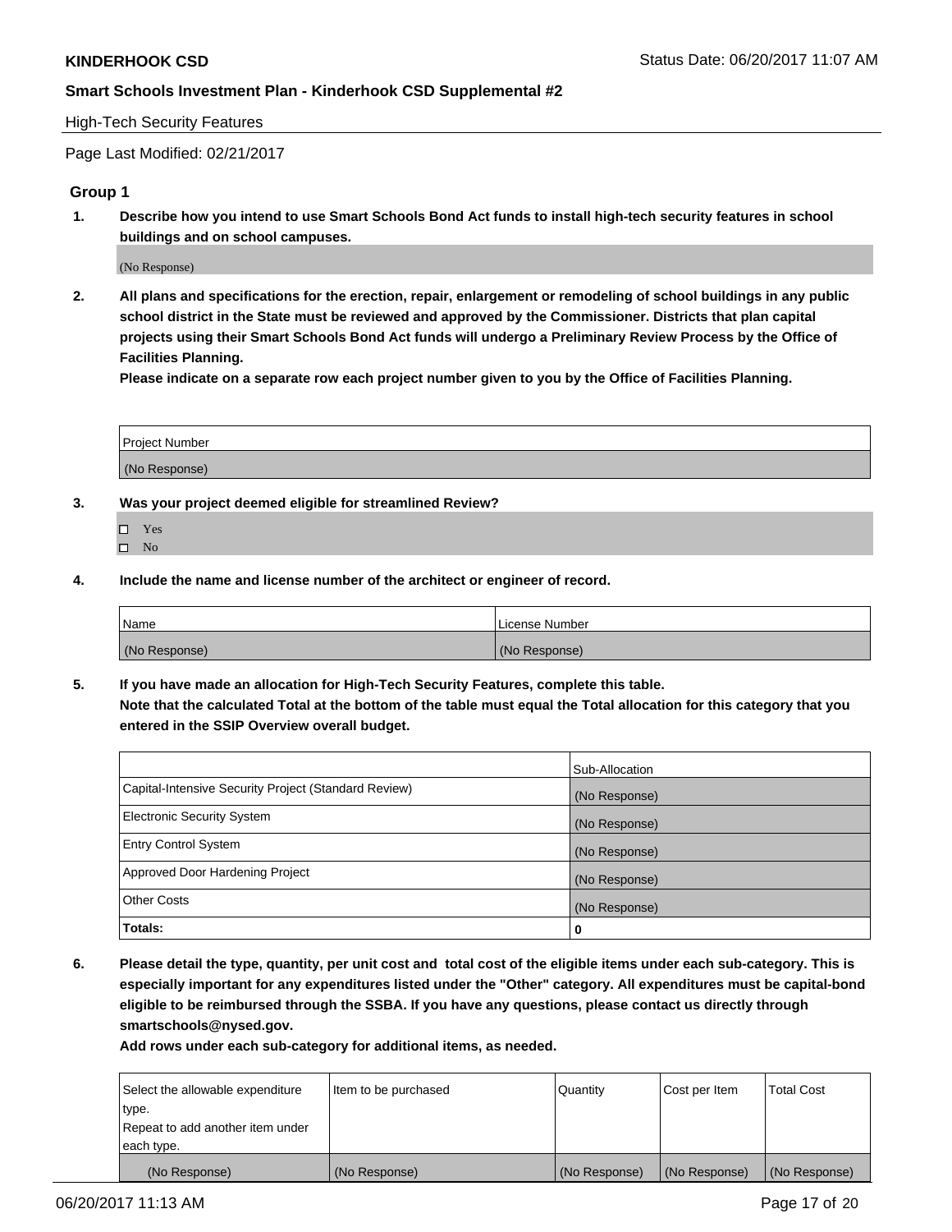High-Tech Security Features

Page Last Modified: 02/21/2017

## Group 1

**1. Describe how you intend to use Smart Schools Bond Act funds to install high-tech security features in school buildings and on school campuses.**

(No Response)

**2. All plans and specifications for the erection, repair, enlargement or remodeling of school buildings in any public school district in the State must be reviewed and approved by the Commissioner. Districts that plan capital projects using their Smart Schools Bond Act funds will undergo a Preliminary Review Process by the Office of Facilities Planning.**

**Please indicate on a separate row each project number given to you by the Office of Facilities Planning.**

| Project Number |
|---|
| (No Response) |

**3. Was your project deemed eligible for streamlined Review?**

- ☐ Yes
- ☐ No

**4. Include the name and license number of the architect or engineer of record.**

| Name | License Number |
|---|---|
| (No Response) | (No Response) |

**5. If you have made an allocation for High-Tech Security Features, complete this table.**
**Note that the calculated Total at the bottom of the table must equal the Total allocation for this category that you entered in the SSIP Overview overall budget.**

| | Sub-Allocation |
|---|---|
| Capital-Intensive Security Project (Standard Review) | (No Response) |
| Electronic Security System | (No Response) |
| Entry Control System | (No Response) |
| Approved Door Hardening Project | (No Response) |
| Other Costs | (No Response) |
| **Totals:** | **0** |

**6. Please detail the type, quantity, per unit cost and total cost of the eligible items under each sub-category. This is especially important for any expenditures listed under the "Other" category. All expenditures must be capital-bond eligible to be reimbursed through the SSBA. If you have any questions, please contact us directly through smartschools@nysed.gov.**

**Add rows under each sub-category for additional items, as needed.**

| Select the allowable expenditure type. Repeat to add another item under each type. | Item to be purchased | Quantity | Cost per Item | Total Cost |
|---|---|---|---|---|
| (No Response) | (No Response) | (No Response) | (No Response) | (No Response) |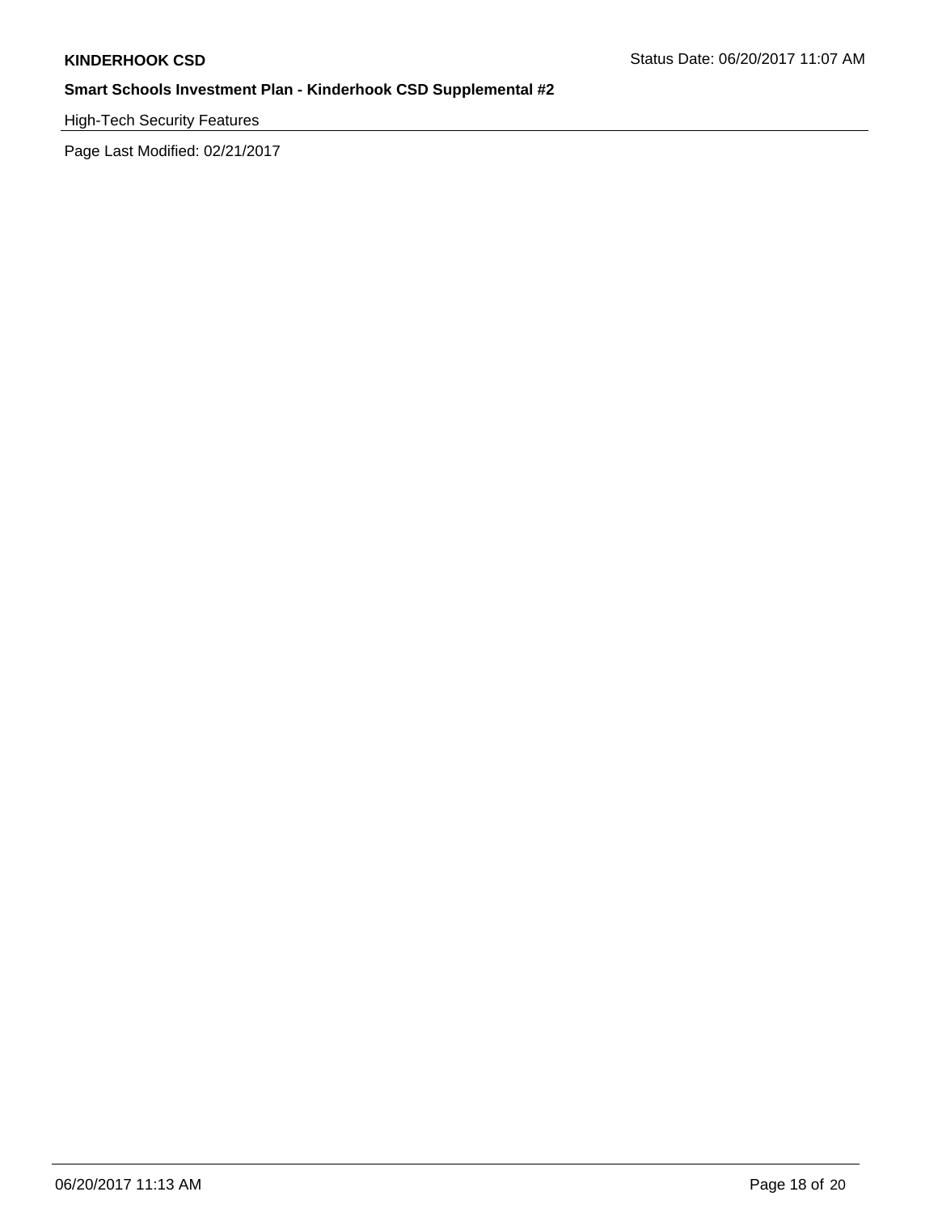High-Tech Security Features

Page Last Modified: 02/21/2017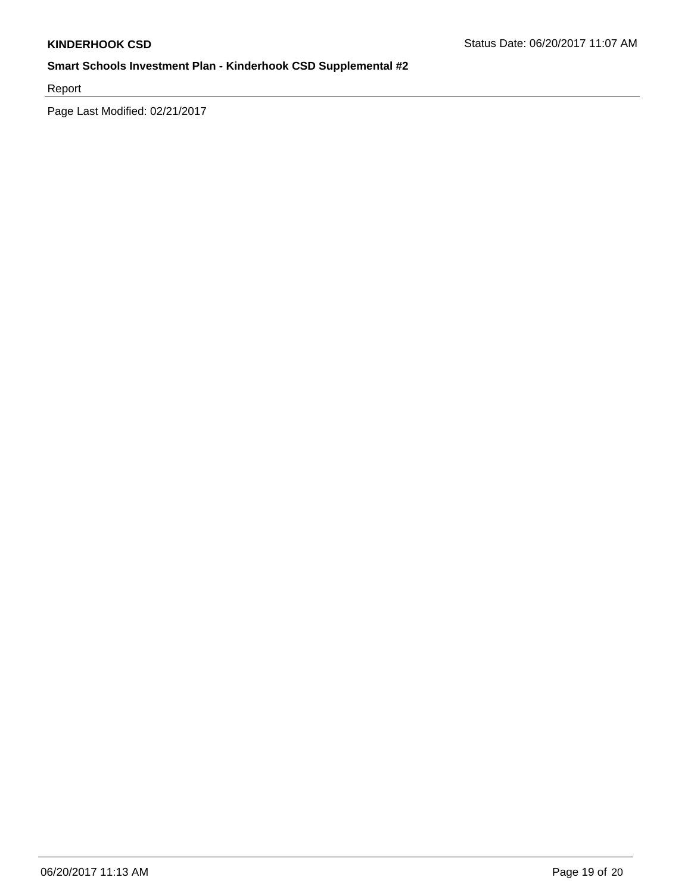Report

Page Last Modified: 02/21/2017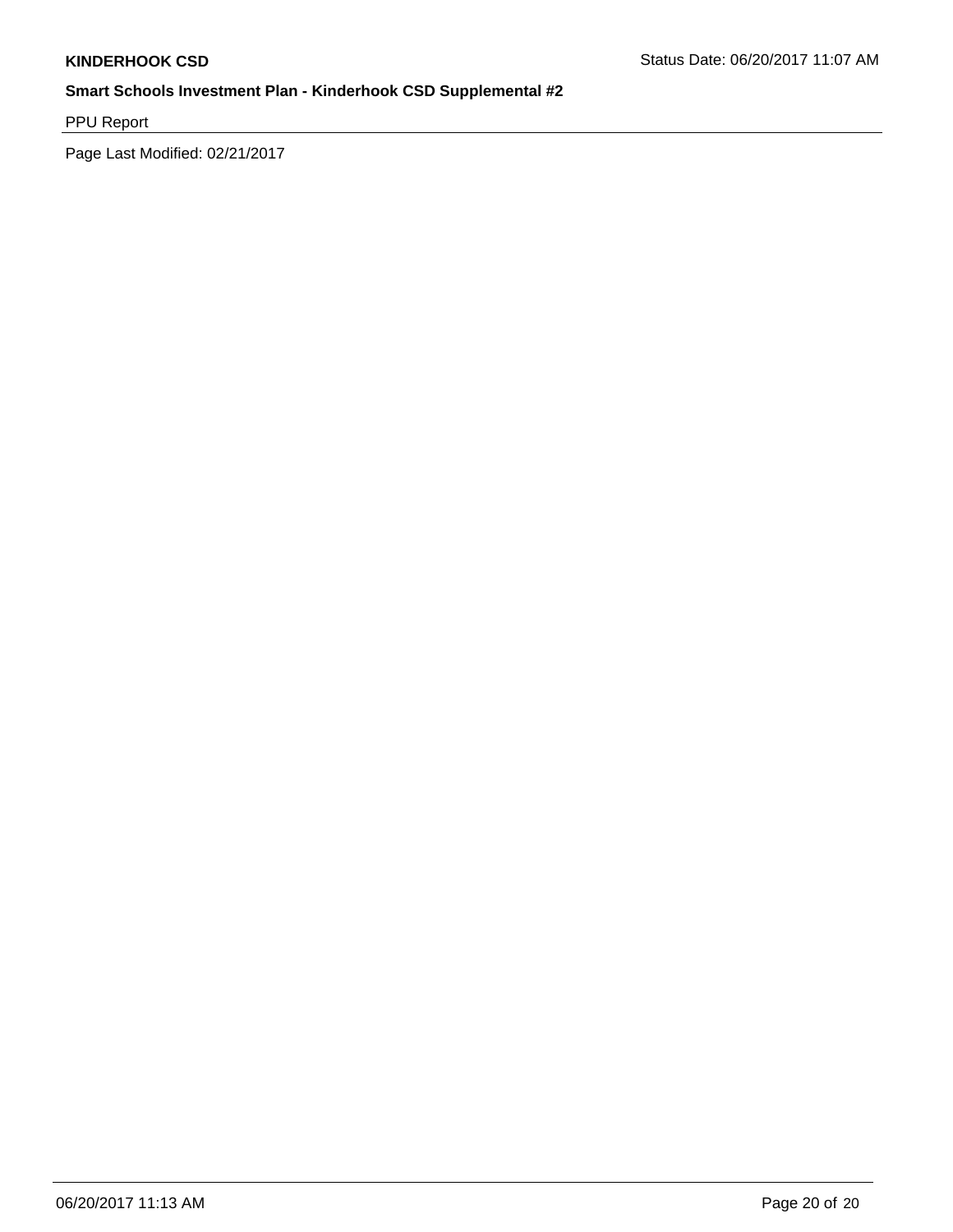PPU Report

Page Last Modified: 02/21/2017